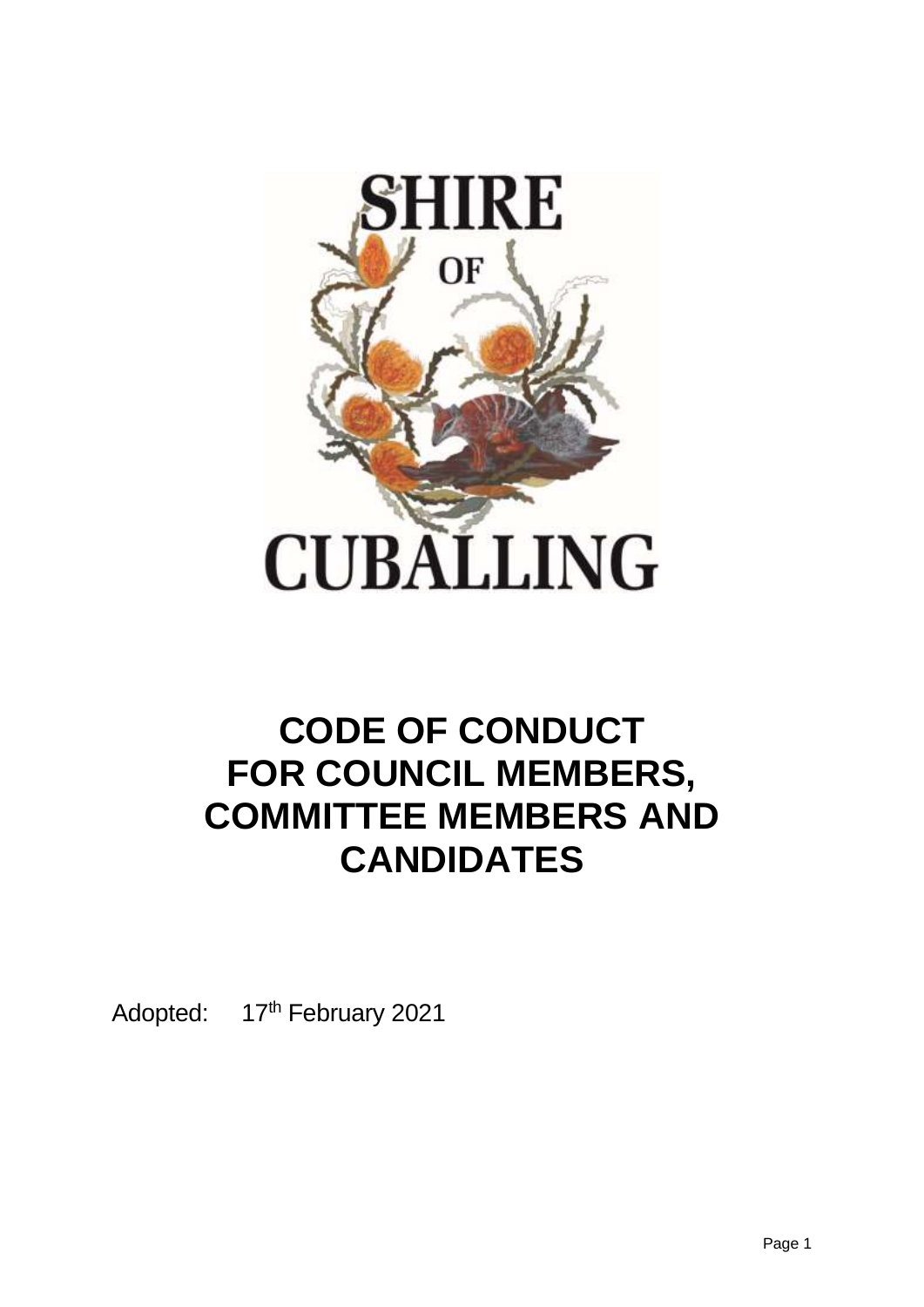SHIRE OF CUBALLING

# CODE OF CONDUCT FOR COUNCIL MEMBERS, COMMITTEE MEMBERS AND CANDIDATES

Adopted: 17th February 2021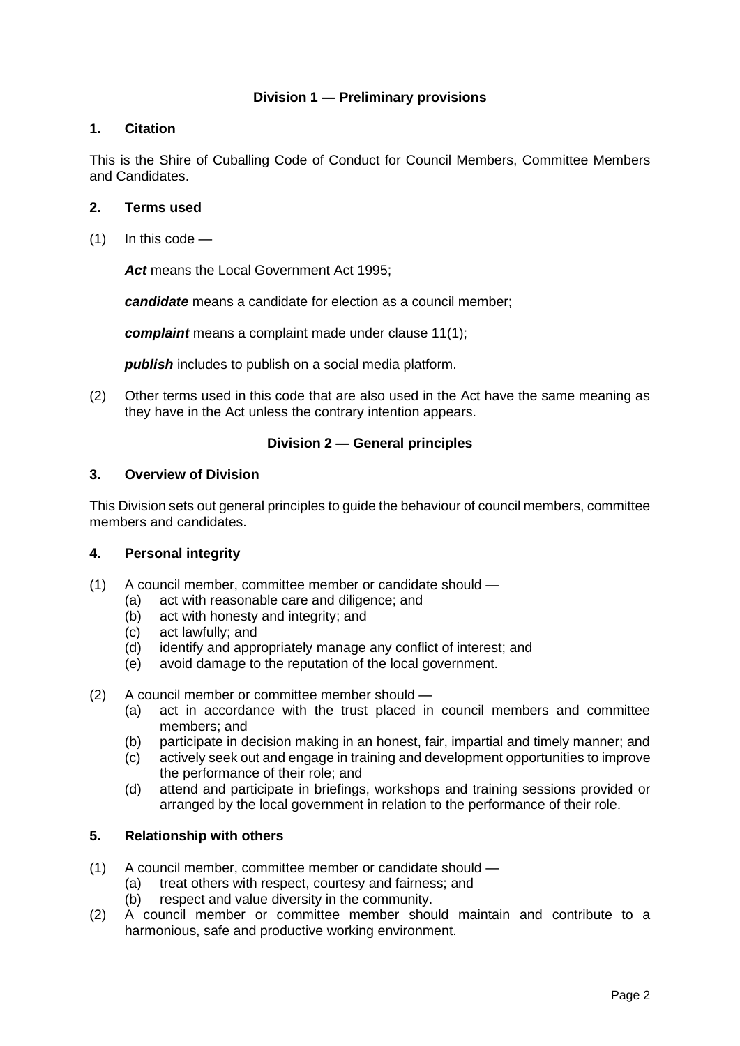## Division 1 — Preliminary provisions

### 1. Citation

This is the Shire of Cuballing Code of Conduct for Council Members, Committee Members and Candidates.

### 2. Terms used

(1) In this code —

***Act*** means the Local Government Act 1995;

***candidate*** means a candidate for election as a council member;

***complaint*** means a complaint made under clause 11(1);

***publish*** includes to publish on a social media platform.

(2) Other terms used in this code that are also used in the Act have the same meaning as they have in the Act unless the contrary intention appears.

## Division 2 — General principles

### 3. Overview of Division

This Division sets out general principles to guide the behaviour of council members, committee members and candidates.

### 4. Personal integrity

(1) A council member, committee member or candidate should —
   - (a) act with reasonable care and diligence; and
   - (b) act with honesty and integrity; and
   - (c) act lawfully; and
   - (d) identify and appropriately manage any conflict of interest; and
   - (e) avoid damage to the reputation of the local government.

(2) A council member or committee member should —
   - (a) act in accordance with the trust placed in council members and committee members; and
   - (b) participate in decision making in an honest, fair, impartial and timely manner; and
   - (c) actively seek out and engage in training and development opportunities to improve the performance of their role; and
   - (d) attend and participate in briefings, workshops and training sessions provided or arranged by the local government in relation to the performance of their role.

### 5. Relationship with others

(1) A council member, committee member or candidate should —
   - (a) treat others with respect, courtesy and fairness; and
   - (b) respect and value diversity in the community.

(2) A council member or committee member should maintain and contribute to a harmonious, safe and productive working environment.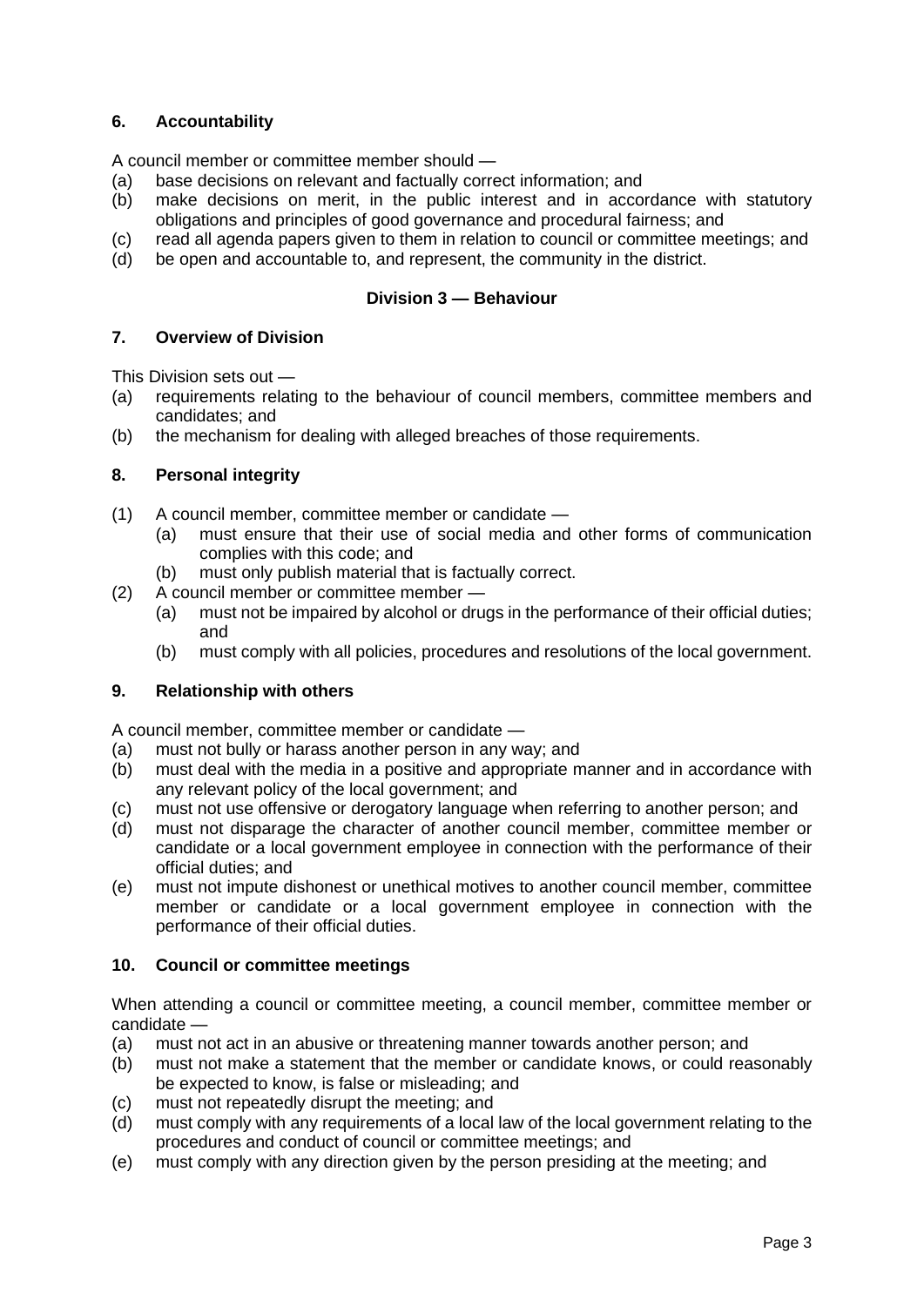### 6. Accountability

A council member or committee member should —

(a) base decisions on relevant and factually correct information; and
(b) make decisions on merit, in the public interest and in accordance with statutory obligations and principles of good governance and procedural fairness; and
(c) read all agenda papers given to them in relation to council or committee meetings; and
(d) be open and accountable to, and represent, the community in the district.

## Division 3 — Behaviour

### 7. Overview of Division

This Division sets out —

(a) requirements relating to the behaviour of council members, committee members and candidates; and
(b) the mechanism for dealing with alleged breaches of those requirements.

### 8. Personal integrity

(1) A council member, committee member or candidate —
   (a) must ensure that their use of social media and other forms of communication complies with this code; and
   (b) must only publish material that is factually correct.
(2) A council member or committee member —
   (a) must not be impaired by alcohol or drugs in the performance of their official duties; and
   (b) must comply with all policies, procedures and resolutions of the local government.

### 9. Relationship with others

A council member, committee member or candidate —

(a) must not bully or harass another person in any way; and
(b) must deal with the media in a positive and appropriate manner and in accordance with any relevant policy of the local government; and
(c) must not use offensive or derogatory language when referring to another person; and
(d) must not disparage the character of another council member, committee member or candidate or a local government employee in connection with the performance of their official duties; and
(e) must not impute dishonest or unethical motives to another council member, committee member or candidate or a local government employee in connection with the performance of their official duties.

### 10. Council or committee meetings

When attending a council or committee meeting, a council member, committee member or candidate —

(a) must not act in an abusive or threatening manner towards another person; and
(b) must not make a statement that the member or candidate knows, or could reasonably be expected to know, is false or misleading; and
(c) must not repeatedly disrupt the meeting; and
(d) must comply with any requirements of a local law of the local government relating to the procedures and conduct of council or committee meetings; and
(e) must comply with any direction given by the person presiding at the meeting; and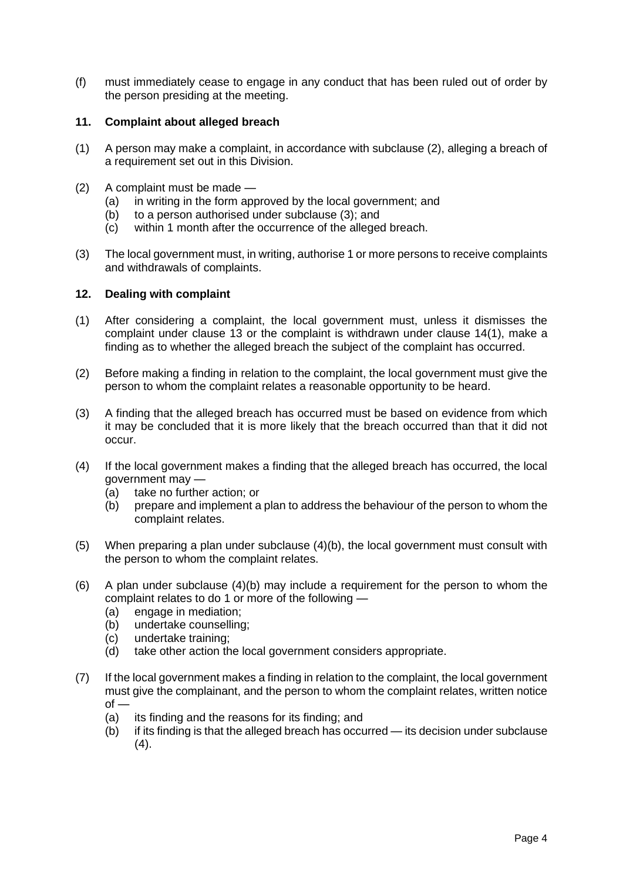(f) must immediately cease to engage in any conduct that has been ruled out of order by the person presiding at the meeting.

### 11. Complaint about alleged breach

(1) A person may make a complaint, in accordance with subclause (2), alleging a breach of a requirement set out in this Division.

(2) A complaint must be made —
  (a) in writing in the form approved by the local government; and
  (b) to a person authorised under subclause (3); and
  (c) within 1 month after the occurrence of the alleged breach.

(3) The local government must, in writing, authorise 1 or more persons to receive complaints and withdrawals of complaints.

### 12. Dealing with complaint

(1) After considering a complaint, the local government must, unless it dismisses the complaint under clause 13 or the complaint is withdrawn under clause 14(1), make a finding as to whether the alleged breach the subject of the complaint has occurred.

(2) Before making a finding in relation to the complaint, the local government must give the person to whom the complaint relates a reasonable opportunity to be heard.

(3) A finding that the alleged breach has occurred must be based on evidence from which it may be concluded that it is more likely that the breach occurred than that it did not occur.

(4) If the local government makes a finding that the alleged breach has occurred, the local government may —
  (a) take no further action; or
  (b) prepare and implement a plan to address the behaviour of the person to whom the complaint relates.

(5) When preparing a plan under subclause (4)(b), the local government must consult with the person to whom the complaint relates.

(6) A plan under subclause (4)(b) may include a requirement for the person to whom the complaint relates to do 1 or more of the following —
  (a) engage in mediation;
  (b) undertake counselling;
  (c) undertake training;
  (d) take other action the local government considers appropriate.

(7) If the local government makes a finding in relation to the complaint, the local government must give the complainant, and the person to whom the complaint relates, written notice of —
  (a) its finding and the reasons for its finding; and
  (b) if its finding is that the alleged breach has occurred — its decision under subclause (4).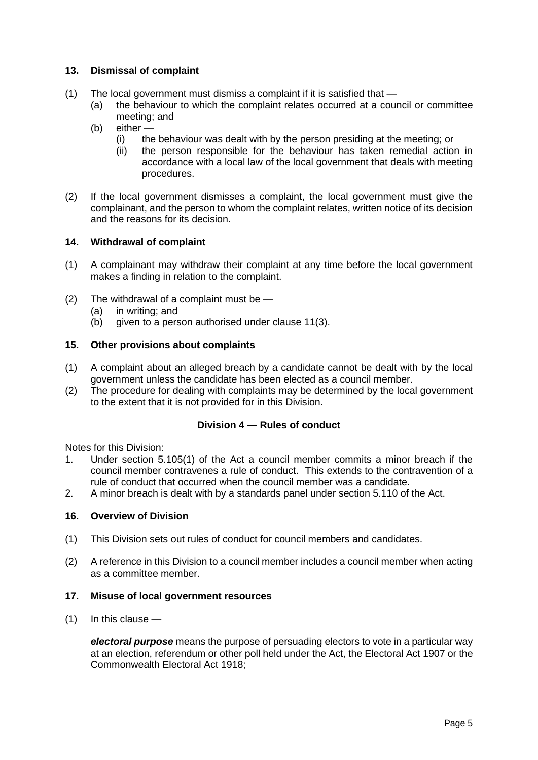### 13. Dismissal of complaint

(1) The local government must dismiss a complaint if it is satisfied that —
  (a) the behaviour to which the complaint relates occurred at a council or committee meeting; and
  (b) either —
    (i) the behaviour was dealt with by the person presiding at the meeting; or
    (ii) the person responsible for the behaviour has taken remedial action in accordance with a local law of the local government that deals with meeting procedures.

(2) If the local government dismisses a complaint, the local government must give the complainant, and the person to whom the complaint relates, written notice of its decision and the reasons for its decision.

### 14. Withdrawal of complaint

(1) A complainant may withdraw their complaint at any time before the local government makes a finding in relation to the complaint.

(2) The withdrawal of a complaint must be —
  (a) in writing; and
  (b) given to a person authorised under clause 11(3).

### 15. Other provisions about complaints

(1) A complaint about an alleged breach by a candidate cannot be dealt with by the local government unless the candidate has been elected as a council member.

(2) The procedure for dealing with complaints may be determined by the local government to the extent that it is not provided for in this Division.

## Division 4 — Rules of conduct

Notes for this Division:

1. Under section 5.105(1) of the Act a council member commits a minor breach if the council member contravenes a rule of conduct. This extends to the contravention of a rule of conduct that occurred when the council member was a candidate.
2. A minor breach is dealt with by a standards panel under section 5.110 of the Act.

### 16. Overview of Division

(1) This Division sets out rules of conduct for council members and candidates.

(2) A reference in this Division to a council member includes a council member when acting as a committee member.

### 17. Misuse of local government resources

(1) In this clause —

***electoral purpose*** means the purpose of persuading electors to vote in a particular way at an election, referendum or other poll held under the Act, the Electoral Act 1907 or the Commonwealth Electoral Act 1918;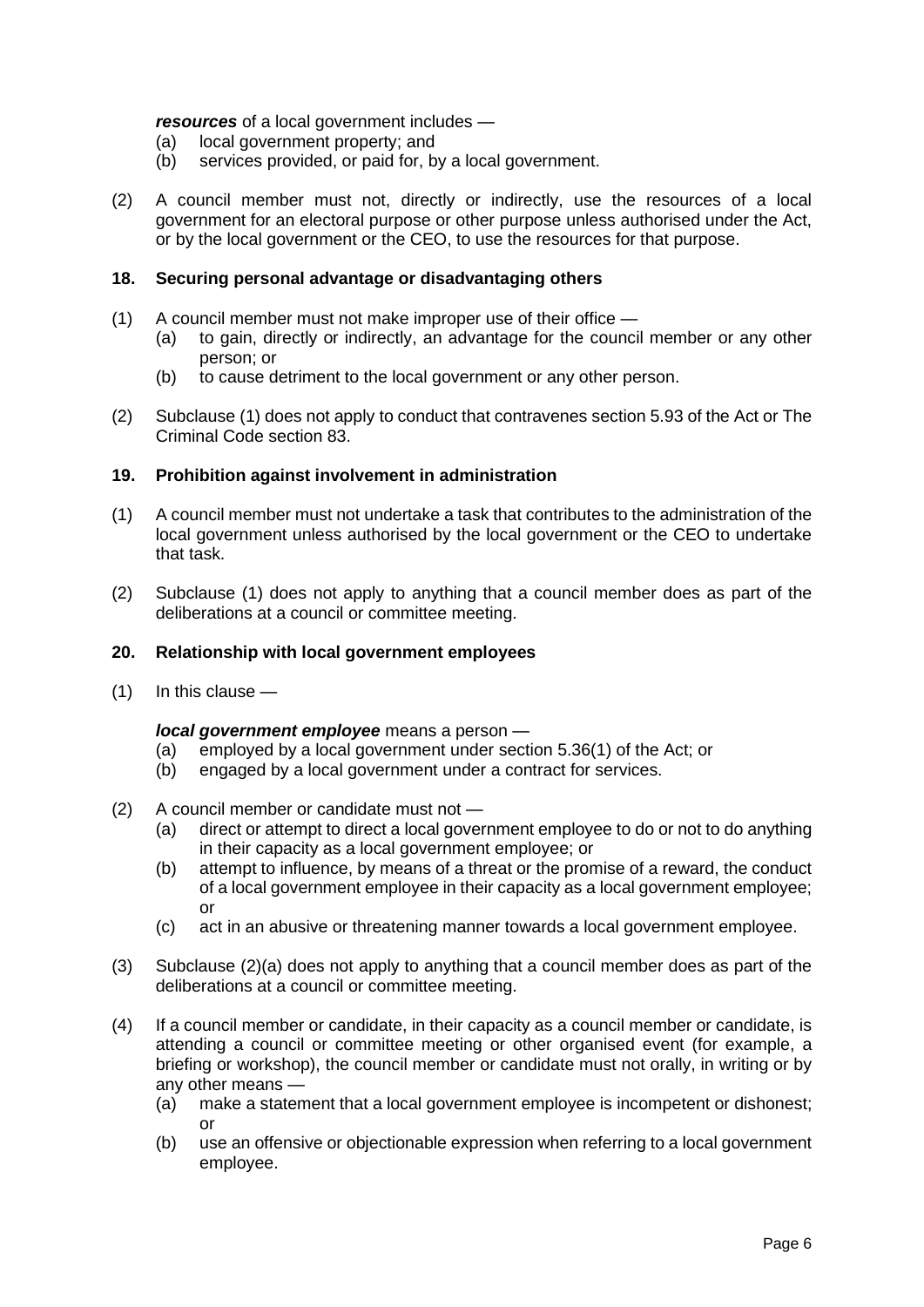***resources*** of a local government includes —
- (a) local government property; and
- (b) services provided, or paid for, by a local government.

(2) A council member must not, directly or indirectly, use the resources of a local government for an electoral purpose or other purpose unless authorised under the Act, or by the local government or the CEO, to use the resources for that purpose.

### 18. Securing personal advantage or disadvantaging others

(1) A council member must not make improper use of their office —
- (a) to gain, directly or indirectly, an advantage for the council member or any other person; or
- (b) to cause detriment to the local government or any other person.

(2) Subclause (1) does not apply to conduct that contravenes section 5.93 of the Act or The Criminal Code section 83.

### 19. Prohibition against involvement in administration

(1) A council member must not undertake a task that contributes to the administration of the local government unless authorised by the local government or the CEO to undertake that task.

(2) Subclause (1) does not apply to anything that a council member does as part of the deliberations at a council or committee meeting.

### 20. Relationship with local government employees

(1) In this clause —

***local government employee*** means a person —
- (a) employed by a local government under section 5.36(1) of the Act; or
- (b) engaged by a local government under a contract for services.

(2) A council member or candidate must not —
- (a) direct or attempt to direct a local government employee to do or not to do anything in their capacity as a local government employee; or
- (b) attempt to influence, by means of a threat or the promise of a reward, the conduct of a local government employee in their capacity as a local government employee; or
- (c) act in an abusive or threatening manner towards a local government employee.

(3) Subclause (2)(a) does not apply to anything that a council member does as part of the deliberations at a council or committee meeting.

(4) If a council member or candidate, in their capacity as a council member or candidate, is attending a council or committee meeting or other organised event (for example, a briefing or workshop), the council member or candidate must not orally, in writing or by any other means —
- (a) make a statement that a local government employee is incompetent or dishonest; or
- (b) use an offensive or objectionable expression when referring to a local government employee.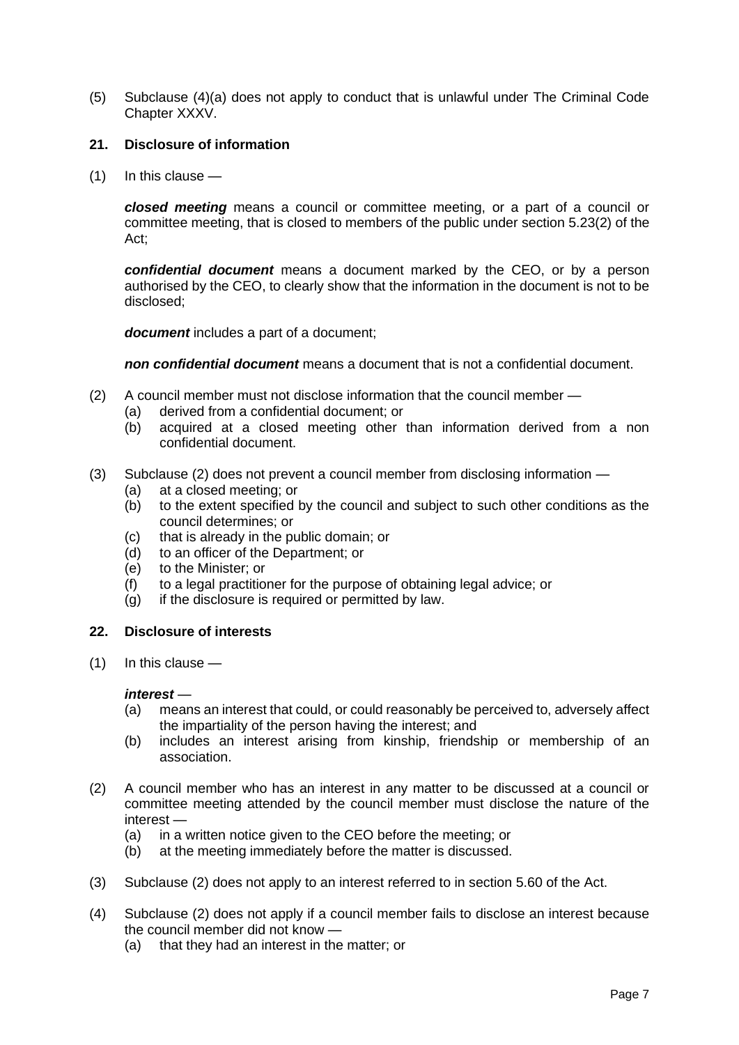(5) Subclause (4)(a) does not apply to conduct that is unlawful under The Criminal Code Chapter XXXV.

### 21. Disclosure of information

(1) In this clause —

***closed meeting*** means a council or committee meeting, or a part of a council or committee meeting, that is closed to members of the public under section 5.23(2) of the Act;

***confidential document*** means a document marked by the CEO, or by a person authorised by the CEO, to clearly show that the information in the document is not to be disclosed;

***document*** includes a part of a document;

***non confidential document*** means a document that is not a confidential document.

(2) A council member must not disclose information that the council member —
- (a) derived from a confidential document; or
- (b) acquired at a closed meeting other than information derived from a non confidential document.

(3) Subclause (2) does not prevent a council member from disclosing information —
- (a) at a closed meeting; or
- (b) to the extent specified by the council and subject to such other conditions as the council determines; or
- (c) that is already in the public domain; or
- (d) to an officer of the Department; or
- (e) to the Minister; or
- (f) to a legal practitioner for the purpose of obtaining legal advice; or
- (g) if the disclosure is required or permitted by law.

### 22. Disclosure of interests

(1) In this clause —

***interest*** —
- (a) means an interest that could, or could reasonably be perceived to, adversely affect the impartiality of the person having the interest; and
- (b) includes an interest arising from kinship, friendship or membership of an association.

(2) A council member who has an interest in any matter to be discussed at a council or committee meeting attended by the council member must disclose the nature of the interest —
- (a) in a written notice given to the CEO before the meeting; or
- (b) at the meeting immediately before the matter is discussed.

(3) Subclause (2) does not apply to an interest referred to in section 5.60 of the Act.

(4) Subclause (2) does not apply if a council member fails to disclose an interest because the council member did not know —
- (a) that they had an interest in the matter; or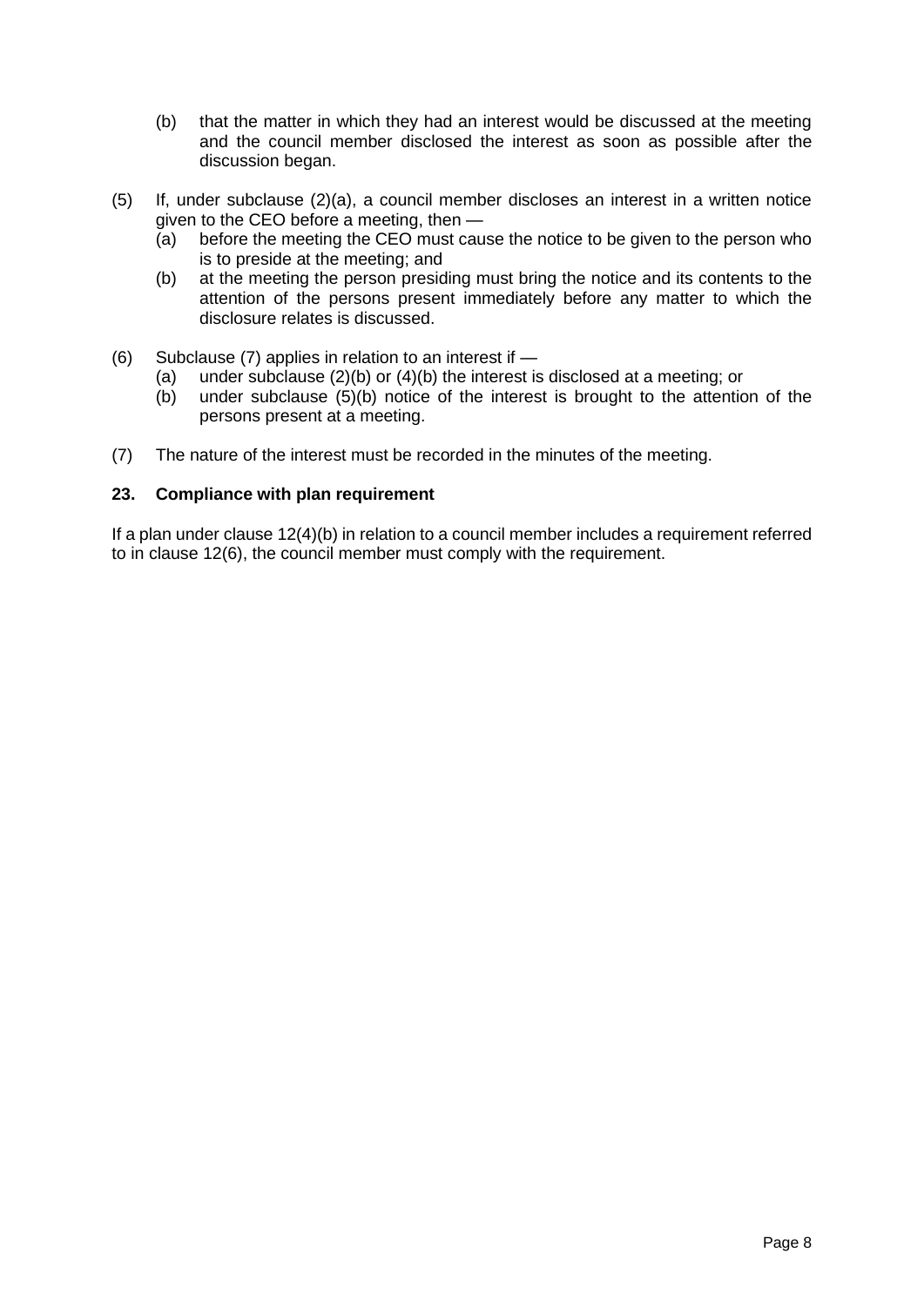(b) that the matter in which they had an interest would be discussed at the meeting and the council member disclosed the interest as soon as possible after the discussion began.

(5) If, under subclause (2)(a), a council member discloses an interest in a written notice given to the CEO before a meeting, then —

(a) before the meeting the CEO must cause the notice to be given to the person who is to preside at the meeting; and

(b) at the meeting the person presiding must bring the notice and its contents to the attention of the persons present immediately before any matter to which the disclosure relates is discussed.

(6) Subclause (7) applies in relation to an interest if —

(a) under subclause (2)(b) or (4)(b) the interest is disclosed at a meeting; or

(b) under subclause (5)(b) notice of the interest is brought to the attention of the persons present at a meeting.

(7) The nature of the interest must be recorded in the minutes of the meeting.

### 23. Compliance with plan requirement

If a plan under clause 12(4)(b) in relation to a council member includes a requirement referred to in clause 12(6), the council member must comply with the requirement.